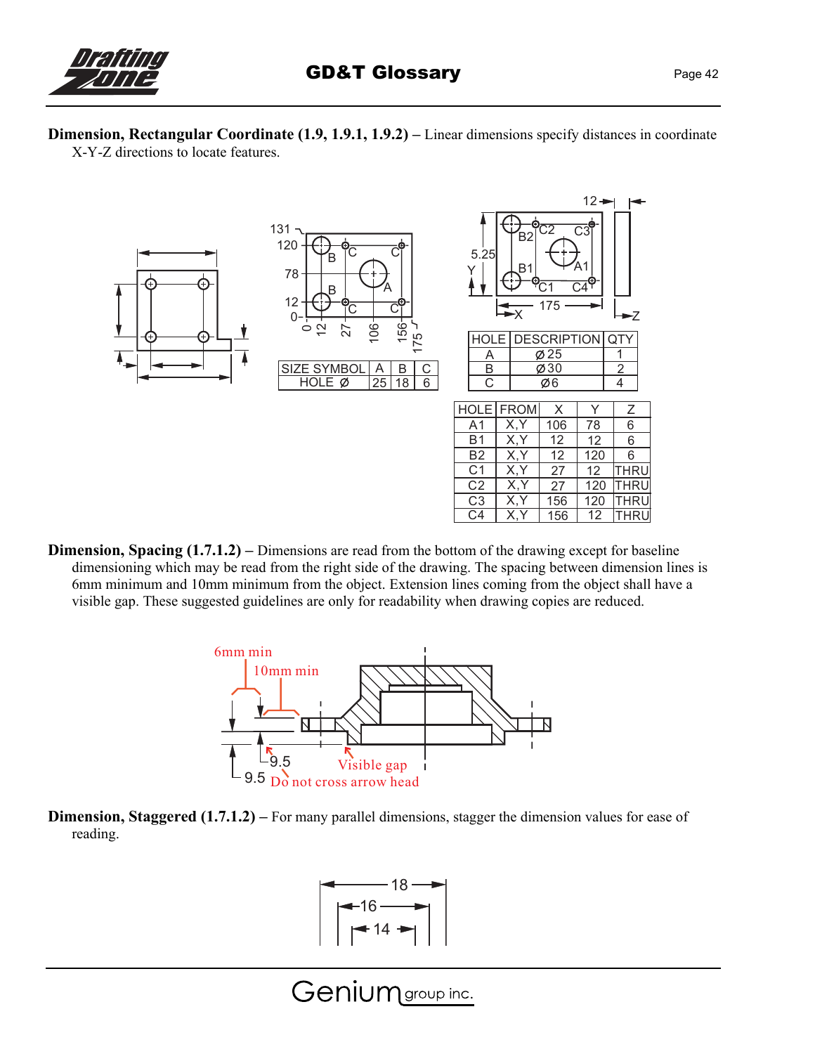**Dimension, Rectangular Coordinate (1.9, 1.9.1, 1.9.2) –** Linear dimensions specify distances in coordinate X-Y-Z directions to locate features.

| SIZE SYMBOL | A | B | C |
|---|---|---|---|
| HOLE Ø | 25 | 18 | 6 |

| HOLE | DESCRIPTION | QTY |
|---|---|---|
| A | Ø25 | 1 |
| B | Ø30 | 2 |
| C | Ø6 | 4 |

| HOLE | FROM | X | Y | Z |
|---|---|---|---|---|
| A1 | X,Y | 106 | 78 | 6 |
| B1 | X,Y | 12 | 12 | 6 |
| B2 | X,Y | 12 | 120 | 6 |
| C1 | X,Y | 27 | 12 | THRU |
| C2 | X,Y | 27 | 120 | THRU |
| C3 | X,Y | 156 | 120 | THRU |
| C4 | X,Y | 156 | 12 | THRU |

**Dimension, Spacing (1.7.1.2) –** Dimensions are read from the bottom of the drawing except for baseline dimensioning which may be read from the right side of the drawing. The spacing between dimension lines is 6mm minimum and 10mm minimum from the object. Extension lines coming from the object shall have a visible gap. These suggested guidelines are only for readability when drawing copies are reduced.

**Dimension, Staggered (1.7.1.2) –** For many parallel dimensions, stagger the dimension values for ease of reading.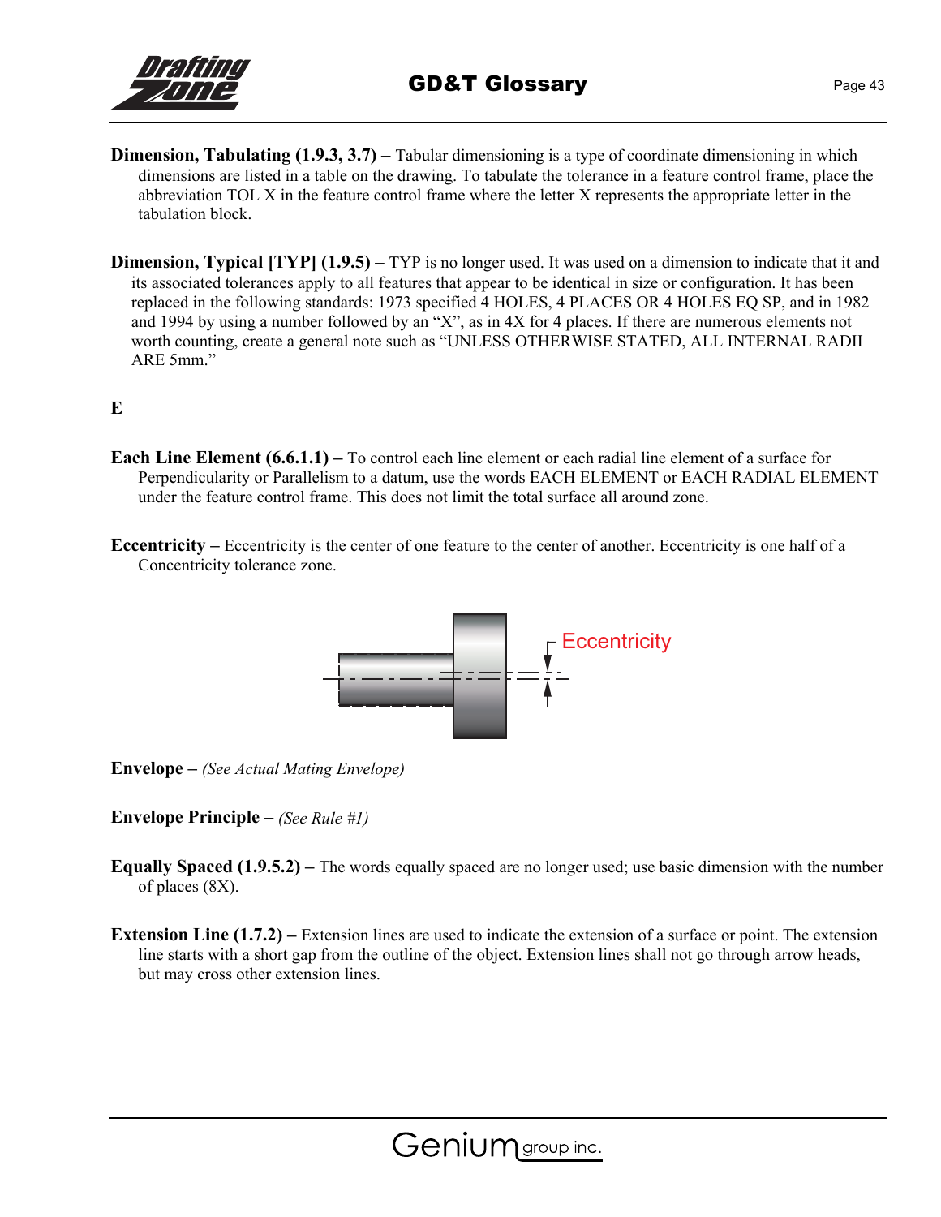**Dimension, Tabulating (1.9.3, 3.7) –** Tabular dimensioning is a type of coordinate dimensioning in which dimensions are listed in a table on the drawing. To tabulate the tolerance in a feature control frame, place the abbreviation TOL X in the feature control frame where the letter X represents the appropriate letter in the tabulation block.

**Dimension, Typical [TYP] (1.9.5) –** TYP is no longer used. It was used on a dimension to indicate that it and its associated tolerances apply to all features that appear to be identical in size or configuration. It has been replaced in the following standards: 1973 specified 4 HOLES, 4 PLACES OR 4 HOLES EQ SP, and in 1982 and 1994 by using a number followed by an "X", as in 4X for 4 places. If there are numerous elements not worth counting, create a general note such as "UNLESS OTHERWISE STATED, ALL INTERNAL RADII ARE 5mm."

## E

**Each Line Element (6.6.1.1) –** To control each line element or each radial line element of a surface for Perpendicularity or Parallelism to a datum, use the words EACH ELEMENT or EACH RADIAL ELEMENT under the feature control frame. This does not limit the total surface all around zone.

**Eccentricity –** Eccentricity is the center of one feature to the center of another. Eccentricity is one half of a Concentricity tolerance zone.

Eccentricity

**Envelope –** *(See Actual Mating Envelope)*

**Envelope Principle –** *(See Rule #1)*

**Equally Spaced (1.9.5.2) –** The words equally spaced are no longer used; use basic dimension with the number of places (8X).

**Extension Line (1.7.2) –** Extension lines are used to indicate the extension of a surface or point. The extension line starts with a short gap from the outline of the object. Extension lines shall not go through arrow heads, but may cross other extension lines.